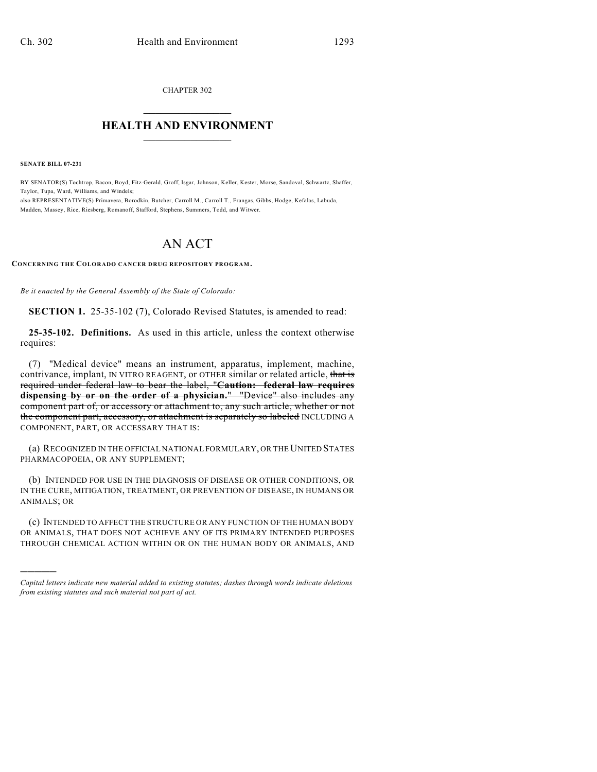CHAPTER 302

# HEALTH AND ENVIRONMENT

**SENATE BILL 07-231**

BY SENATOR(S) Tochtrop, Bacon, Boyd, Fitz-Gerald, Groff, Isgar, Johnson, Keller, Kester, Morse, Sandoval, Schwartz, Shaffer, Taylor, Tupa, Ward, Williams, and Windels;

also REPRESENTATIVE(S) Primavera, Borodkin, Butcher, Carroll M., Carroll T., Frangas, Gibbs, Hodge, Kefalas, Labuda, Madden, Massey, Rice, Riesberg, Romanoff, Stafford, Stephens, Summers, Todd, and Witwer.

# AN ACT

**CONCERNING THE COLORADO CANCER DRUG REPOSITORY PROGRAM.**

*Be it enacted by the General Assembly of the State of Colorado:*

**SECTION 1.** 25-35-102 (7), Colorado Revised Statutes, is amended to read:

**25-35-102. Definitions.** As used in this article, unless the context otherwise requires:

(7) "Medical device" means an instrument, apparatus, implement, machine, contrivance, implant, IN VITRO REAGENT, or OTHER similar or related article, ~~that is required under federal law to bear the label, "**Caution: federal law requires dispensing by or on the order of a physician.**" "Device" also includes any component part of, or accessory or attachment to, any such article, whether or not the component part, accessory, or attachment is separately so labeled~~ INCLUDING A COMPONENT, PART, OR ACCESSARY THAT IS:

(a) RECOGNIZED IN THE OFFICIAL NATIONAL FORMULARY, OR THE UNITED STATES PHARMACOPOEIA, OR ANY SUPPLEMENT;

(b) INTENDED FOR USE IN THE DIAGNOSIS OF DISEASE OR OTHER CONDITIONS, OR IN THE CURE, MITIGATION, TREATMENT, OR PREVENTION OF DISEASE, IN HUMANS OR ANIMALS; OR

(c) INTENDED TO AFFECT THE STRUCTURE OR ANY FUNCTION OF THE HUMAN BODY OR ANIMALS, THAT DOES NOT ACHIEVE ANY OF ITS PRIMARY INTENDED PURPOSES THROUGH CHEMICAL ACTION WITHIN OR ON THE HUMAN BODY OR ANIMALS, AND

---

*Capital letters indicate new material added to existing statutes; dashes through words indicate deletions from existing statutes and such material not part of act.*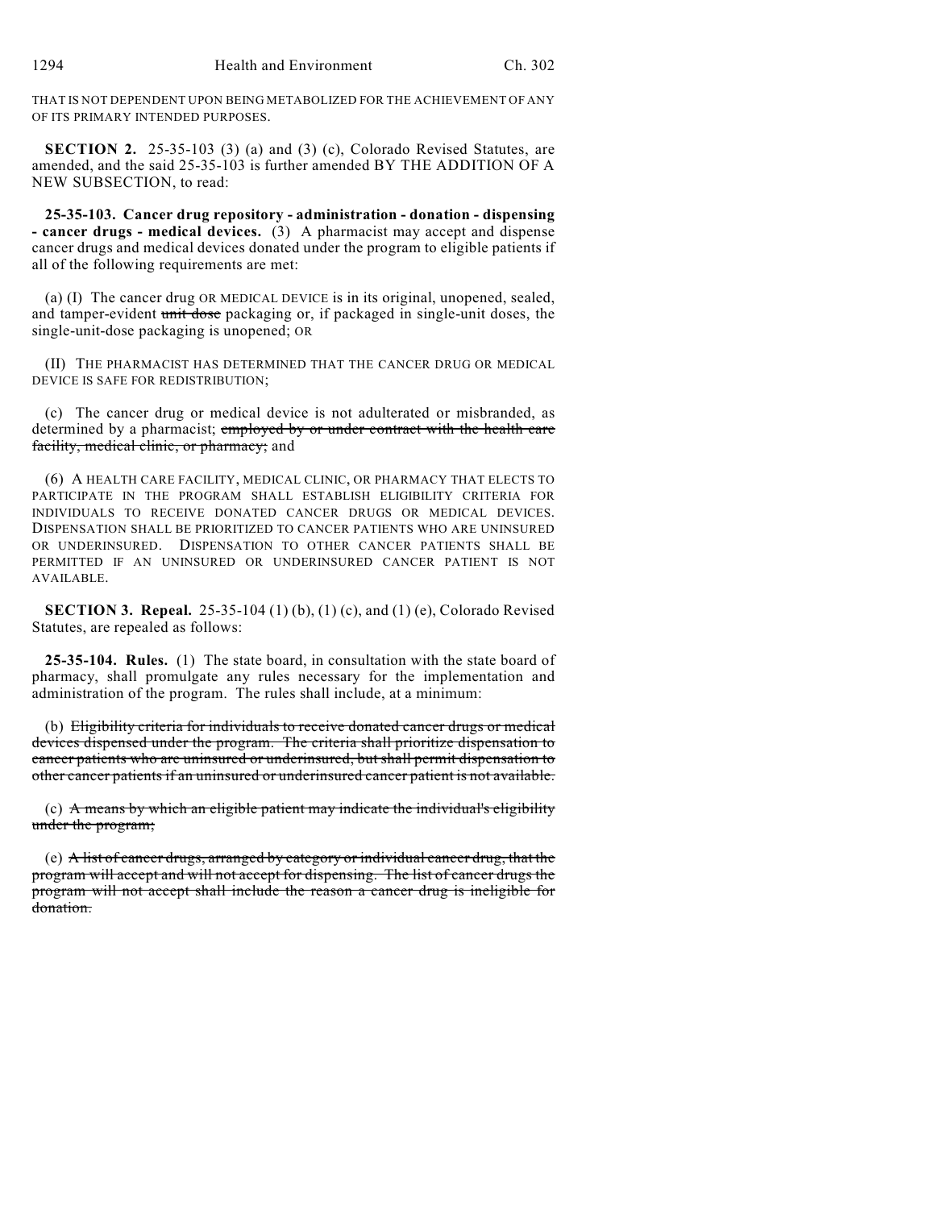THAT IS NOT DEPENDENT UPON BEING METABOLIZED FOR THE ACHIEVEMENT OF ANY OF ITS PRIMARY INTENDED PURPOSES.

**SECTION 2.** 25-35-103 (3) (a) and (3) (c), Colorado Revised Statutes, are amended, and the said 25-35-103 is further amended BY THE ADDITION OF A NEW SUBSECTION, to read:

**25-35-103. Cancer drug repository - administration - donation - dispensing - cancer drugs - medical devices.** (3) A pharmacist may accept and dispense cancer drugs and medical devices donated under the program to eligible patients if all of the following requirements are met:

(a) (I) The cancer drug OR MEDICAL DEVICE is in its original, unopened, sealed, and tamper-evident ~~unit dose~~ packaging or, if packaged in single-unit doses, the single-unit-dose packaging is unopened; OR

(II) THE PHARMACIST HAS DETERMINED THAT THE CANCER DRUG OR MEDICAL DEVICE IS SAFE FOR REDISTRIBUTION;

(c) The cancer drug or medical device is not adulterated or misbranded, as determined by a pharmacist; ~~employed by or under contract with the health care facility, medical clinic, or pharmacy;~~ and

(6) A HEALTH CARE FACILITY, MEDICAL CLINIC, OR PHARMACY THAT ELECTS TO PARTICIPATE IN THE PROGRAM SHALL ESTABLISH ELIGIBILITY CRITERIA FOR INDIVIDUALS TO RECEIVE DONATED CANCER DRUGS OR MEDICAL DEVICES. DISPENSATION SHALL BE PRIORITIZED TO CANCER PATIENTS WHO ARE UNINSURED OR UNDERINSURED. DISPENSATION TO OTHER CANCER PATIENTS SHALL BE PERMITTED IF AN UNINSURED OR UNDERINSURED CANCER PATIENT IS NOT AVAILABLE.

**SECTION 3. Repeal.** 25-35-104 (1) (b), (1) (c), and (1) (e), Colorado Revised Statutes, are repealed as follows:

**25-35-104. Rules.** (1) The state board, in consultation with the state board of pharmacy, shall promulgate any rules necessary for the implementation and administration of the program. The rules shall include, at a minimum:

(b) ~~Eligibility criteria for individuals to receive donated cancer drugs or medical devices dispensed under the program. The criteria shall prioritize dispensation to cancer patients who are uninsured or underinsured, but shall permit dispensation to other cancer patients if an uninsured or underinsured cancer patient is not available.~~

(c) ~~A means by which an eligible patient may indicate the individual's eligibility under the program;~~

(e) ~~A list of cancer drugs, arranged by category or individual cancer drug, that the program will accept and will not accept for dispensing. The list of cancer drugs the program will not accept shall include the reason a cancer drug is ineligible for donation.~~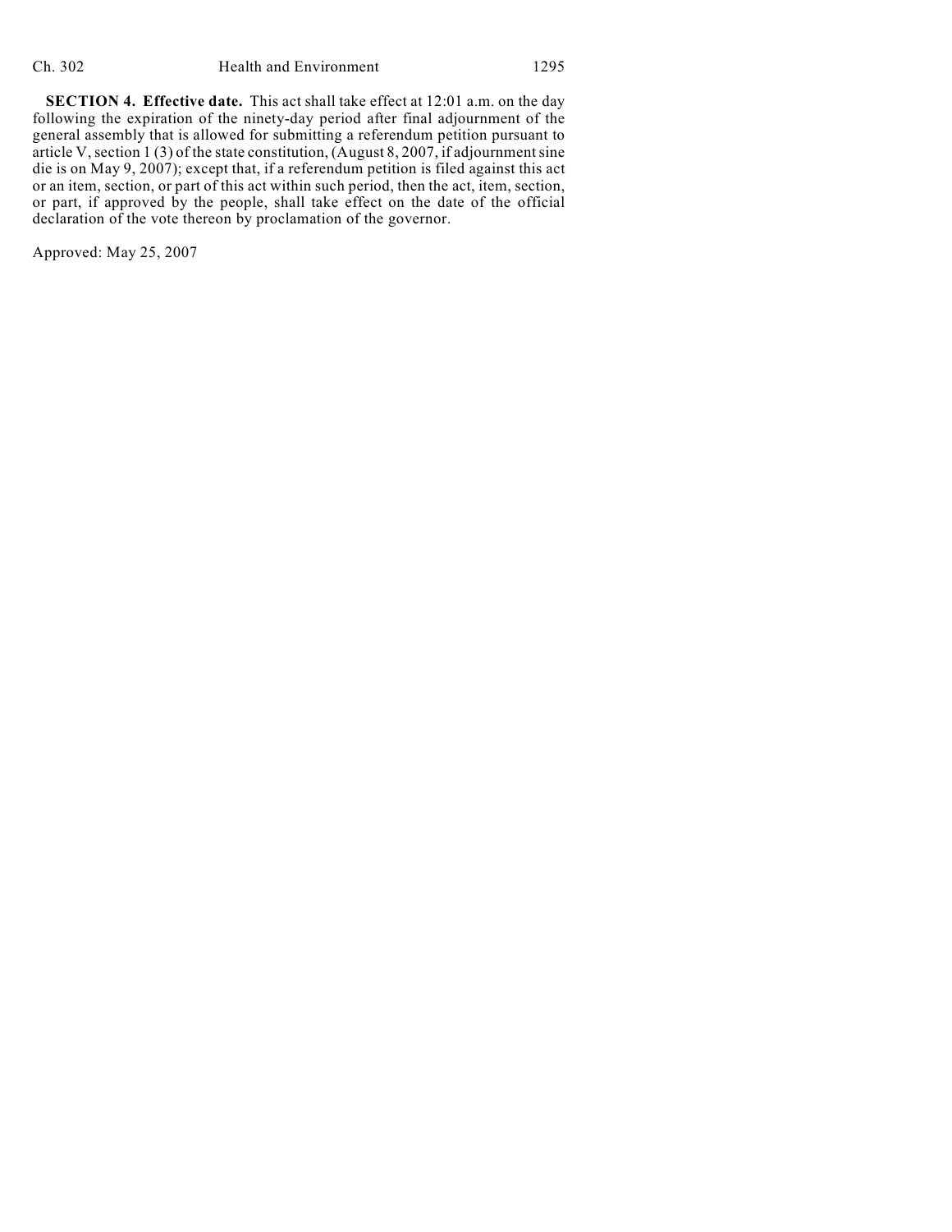**SECTION 4. Effective date.** This act shall take effect at 12:01 a.m. on the day following the expiration of the ninety-day period after final adjournment of the general assembly that is allowed for submitting a referendum petition pursuant to article V, section 1 (3) of the state constitution, (August 8, 2007, if adjournment sine die is on May 9, 2007); except that, if a referendum petition is filed against this act or an item, section, or part of this act within such period, then the act, item, section, or part, if approved by the people, shall take effect on the date of the official declaration of the vote thereon by proclamation of the governor.

Approved: May 25, 2007